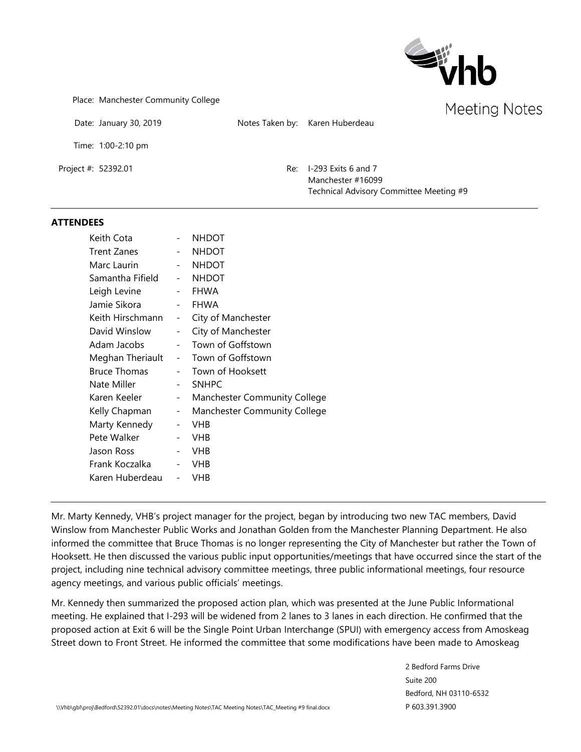# Meeting Notes

Place: Manchester Community College

Date: January 30, 2019 Notes Taken by: Karen Huberdeau

Time: 1:00-2:10 pm

Project #: 52392.01 Re: I-293 Exits 6 and 7
Manchester #16099
Technical Advisory Committee Meeting #9

---

**ATTENDEES**

| | | |
|---|---|---|
| Keith Cota | - | NHDOT |
| Trent Zanes | - | NHDOT |
| Marc Laurin | - | NHDOT |
| Samantha Fifield | - | NHDOT |
| Leigh Levine | - | FHWA |
| Jamie Sikora | - | FHWA |
| Keith Hirschmann | - | City of Manchester |
| David Winslow | - | City of Manchester |
| Adam Jacobs | - | Town of Goffstown |
| Meghan Theriault | - | Town of Goffstown |
| Bruce Thomas | - | Town of Hooksett |
| Nate Miller | - | SNHPC |
| Karen Keeler | - | Manchester Community College |
| Kelly Chapman | - | Manchester Community College |
| Marty Kennedy | - | VHB |
| Pete Walker | - | VHB |
| Jason Ross | - | VHB |
| Frank Koczalka | - | VHB |
| Karen Huberdeau | - | VHB |

---

Mr. Marty Kennedy, VHB's project manager for the project, began by introducing two new TAC members, David Winslow from Manchester Public Works and Jonathan Golden from the Manchester Planning Department. He also informed the committee that Bruce Thomas is no longer representing the City of Manchester but rather the Town of Hooksett. He then discussed the various public input opportunities/meetings that have occurred since the start of the project, including nine technical advisory committee meetings, three public informational meetings, four resource agency meetings, and various public officials' meetings.

Mr. Kennedy then summarized the proposed action plan, which was presented at the June Public Informational meeting. He explained that I-293 will be widened from 2 lanes to 3 lanes in each direction. He confirmed that the proposed action at Exit 6 will be the Single Point Urban Interchange (SPUI) with emergency access from Amoskeag Street down to Front Street. He informed the committee that some modifications have been made to Amoskeag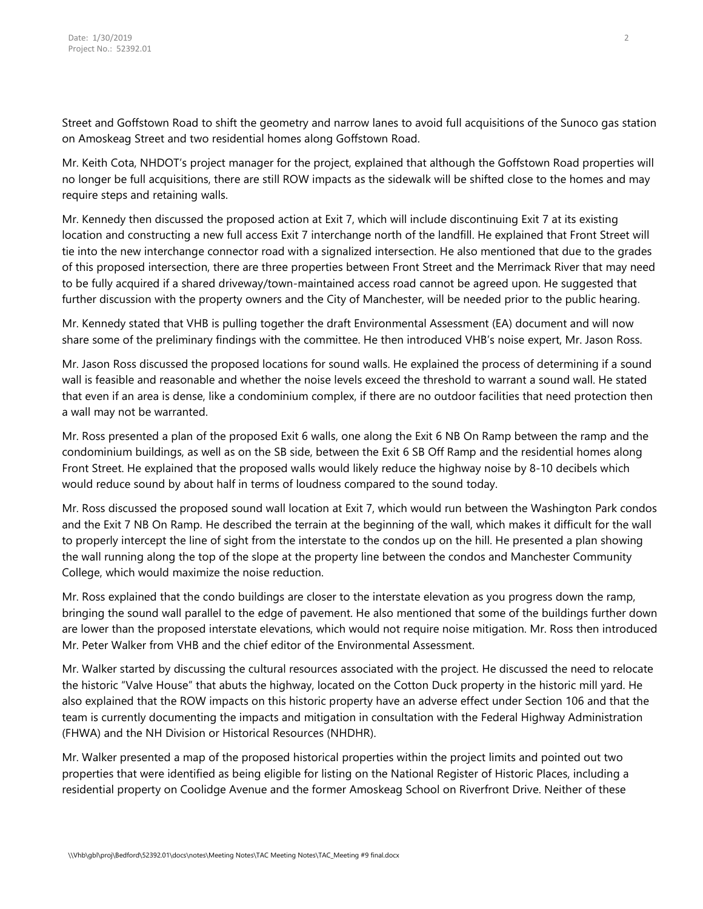Street and Goffstown Road to shift the geometry and narrow lanes to avoid full acquisitions of the Sunoco gas station on Amoskeag Street and two residential homes along Goffstown Road.

Mr. Keith Cota, NHDOT's project manager for the project, explained that although the Goffstown Road properties will no longer be full acquisitions, there are still ROW impacts as the sidewalk will be shifted close to the homes and may require steps and retaining walls.

Mr. Kennedy then discussed the proposed action at Exit 7, which will include discontinuing Exit 7 at its existing location and constructing a new full access Exit 7 interchange north of the landfill. He explained that Front Street will tie into the new interchange connector road with a signalized intersection. He also mentioned that due to the grades of this proposed intersection, there are three properties between Front Street and the Merrimack River that may need to be fully acquired if a shared driveway/town-maintained access road cannot be agreed upon. He suggested that further discussion with the property owners and the City of Manchester, will be needed prior to the public hearing.

Mr. Kennedy stated that VHB is pulling together the draft Environmental Assessment (EA) document and will now share some of the preliminary findings with the committee. He then introduced VHB's noise expert, Mr. Jason Ross.

Mr. Jason Ross discussed the proposed locations for sound walls. He explained the process of determining if a sound wall is feasible and reasonable and whether the noise levels exceed the threshold to warrant a sound wall. He stated that even if an area is dense, like a condominium complex, if there are no outdoor facilities that need protection then a wall may not be warranted.

Mr. Ross presented a plan of the proposed Exit 6 walls, one along the Exit 6 NB On Ramp between the ramp and the condominium buildings, as well as on the SB side, between the Exit 6 SB Off Ramp and the residential homes along Front Street. He explained that the proposed walls would likely reduce the highway noise by 8-10 decibels which would reduce sound by about half in terms of loudness compared to the sound today.

Mr. Ross discussed the proposed sound wall location at Exit 7, which would run between the Washington Park condos and the Exit 7 NB On Ramp. He described the terrain at the beginning of the wall, which makes it difficult for the wall to properly intercept the line of sight from the interstate to the condos up on the hill. He presented a plan showing the wall running along the top of the slope at the property line between the condos and Manchester Community College, which would maximize the noise reduction.

Mr. Ross explained that the condo buildings are closer to the interstate elevation as you progress down the ramp, bringing the sound wall parallel to the edge of pavement. He also mentioned that some of the buildings further down are lower than the proposed interstate elevations, which would not require noise mitigation. Mr. Ross then introduced Mr. Peter Walker from VHB and the chief editor of the Environmental Assessment.

Mr. Walker started by discussing the cultural resources associated with the project. He discussed the need to relocate the historic "Valve House" that abuts the highway, located on the Cotton Duck property in the historic mill yard. He also explained that the ROW impacts on this historic property have an adverse effect under Section 106 and that the team is currently documenting the impacts and mitigation in consultation with the Federal Highway Administration (FHWA) and the NH Division or Historical Resources (NHDHR).

Mr. Walker presented a map of the proposed historical properties within the project limits and pointed out two properties that were identified as being eligible for listing on the National Register of Historic Places, including a residential property on Coolidge Avenue and the former Amoskeag School on Riverfront Drive. Neither of these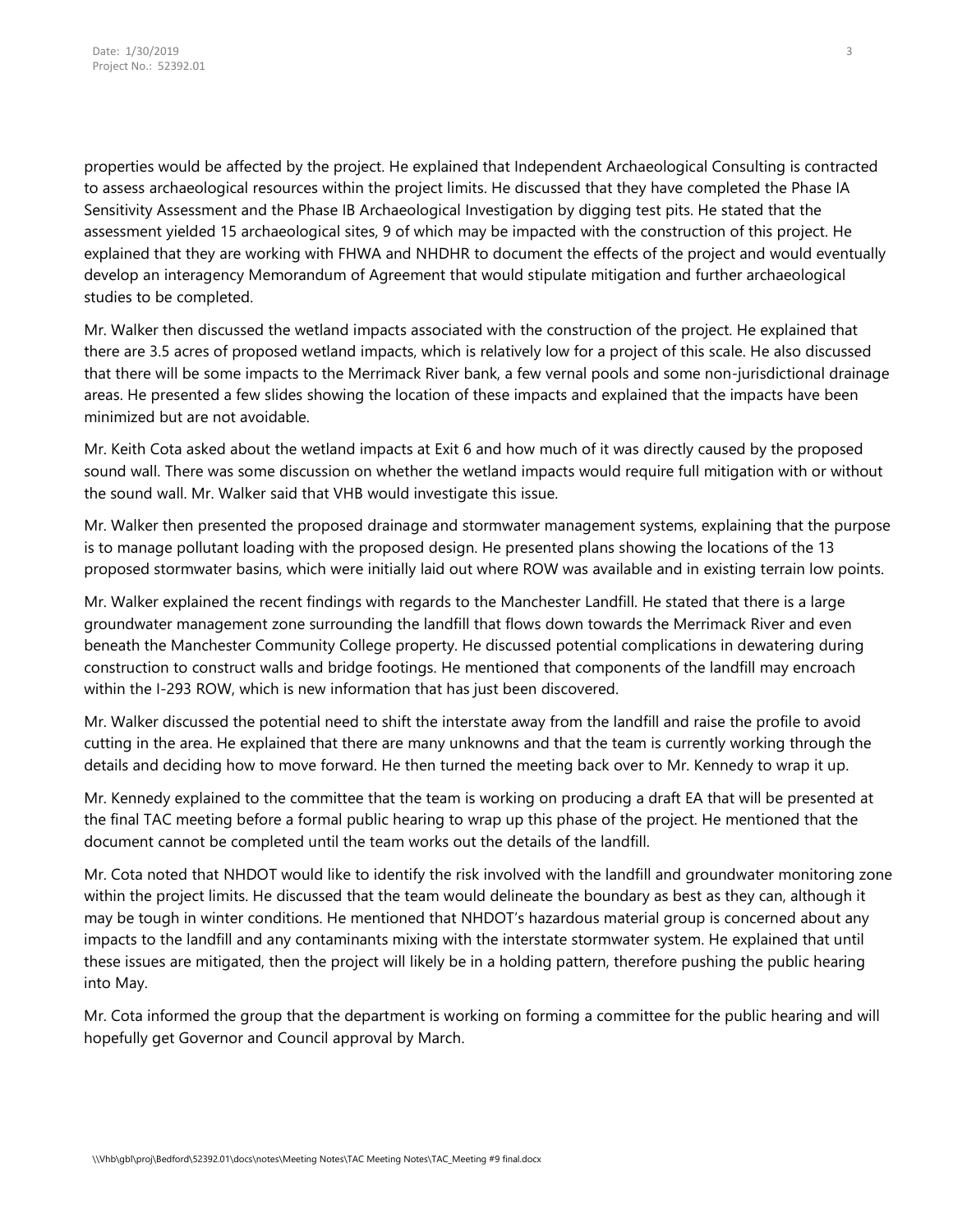properties would be affected by the project. He explained that Independent Archaeological Consulting is contracted to assess archaeological resources within the project limits. He discussed that they have completed the Phase IA Sensitivity Assessment and the Phase IB Archaeological Investigation by digging test pits. He stated that the assessment yielded 15 archaeological sites, 9 of which may be impacted with the construction of this project. He explained that they are working with FHWA and NHDHR to document the effects of the project and would eventually develop an interagency Memorandum of Agreement that would stipulate mitigation and further archaeological studies to be completed.

Mr. Walker then discussed the wetland impacts associated with the construction of the project. He explained that there are 3.5 acres of proposed wetland impacts, which is relatively low for a project of this scale. He also discussed that there will be some impacts to the Merrimack River bank, a few vernal pools and some non-jurisdictional drainage areas. He presented a few slides showing the location of these impacts and explained that the impacts have been minimized but are not avoidable.

Mr. Keith Cota asked about the wetland impacts at Exit 6 and how much of it was directly caused by the proposed sound wall. There was some discussion on whether the wetland impacts would require full mitigation with or without the sound wall. Mr. Walker said that VHB would investigate this issue.

Mr. Walker then presented the proposed drainage and stormwater management systems, explaining that the purpose is to manage pollutant loading with the proposed design. He presented plans showing the locations of the 13 proposed stormwater basins, which were initially laid out where ROW was available and in existing terrain low points.

Mr. Walker explained the recent findings with regards to the Manchester Landfill. He stated that there is a large groundwater management zone surrounding the landfill that flows down towards the Merrimack River and even beneath the Manchester Community College property. He discussed potential complications in dewatering during construction to construct walls and bridge footings. He mentioned that components of the landfill may encroach within the I-293 ROW, which is new information that has just been discovered.

Mr. Walker discussed the potential need to shift the interstate away from the landfill and raise the profile to avoid cutting in the area. He explained that there are many unknowns and that the team is currently working through the details and deciding how to move forward. He then turned the meeting back over to Mr. Kennedy to wrap it up.

Mr. Kennedy explained to the committee that the team is working on producing a draft EA that will be presented at the final TAC meeting before a formal public hearing to wrap up this phase of the project. He mentioned that the document cannot be completed until the team works out the details of the landfill.

Mr. Cota noted that NHDOT would like to identify the risk involved with the landfill and groundwater monitoring zone within the project limits. He discussed that the team would delineate the boundary as best as they can, although it may be tough in winter conditions. He mentioned that NHDOT's hazardous material group is concerned about any impacts to the landfill and any contaminants mixing with the interstate stormwater system. He explained that until these issues are mitigated, then the project will likely be in a holding pattern, therefore pushing the public hearing into May.

Mr. Cota informed the group that the department is working on forming a committee for the public hearing and will hopefully get Governor and Council approval by March.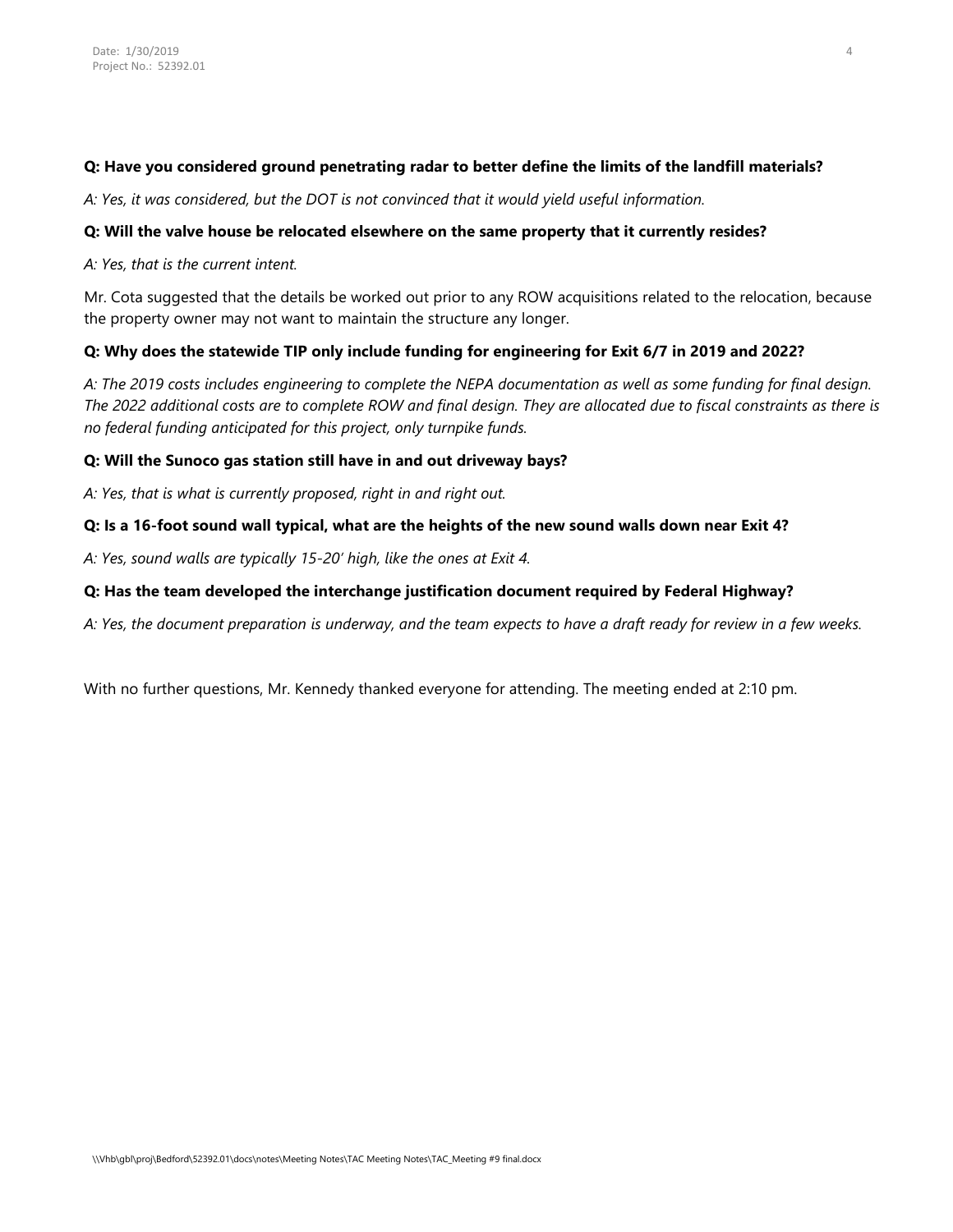**Q: Have you considered ground penetrating radar to better define the limits of the landfill materials?**

*A: Yes, it was considered, but the DOT is not convinced that it would yield useful information.*

**Q: Will the valve house be relocated elsewhere on the same property that it currently resides?**

*A: Yes, that is the current intent.*

Mr. Cota suggested that the details be worked out prior to any ROW acquisitions related to the relocation, because the property owner may not want to maintain the structure any longer.

**Q: Why does the statewide TIP only include funding for engineering for Exit 6/7 in 2019 and 2022?**

*A: The 2019 costs includes engineering to complete the NEPA documentation as well as some funding for final design. The 2022 additional costs are to complete ROW and final design. They are allocated due to fiscal constraints as there is no federal funding anticipated for this project, only turnpike funds.*

**Q: Will the Sunoco gas station still have in and out driveway bays?**

*A: Yes, that is what is currently proposed, right in and right out.*

**Q: Is a 16-foot sound wall typical, what are the heights of the new sound walls down near Exit 4?**

*A: Yes, sound walls are typically 15-20' high, like the ones at Exit 4.*

**Q: Has the team developed the interchange justification document required by Federal Highway?**

*A: Yes, the document preparation is underway, and the team expects to have a draft ready for review in a few weeks.*

With no further questions, Mr. Kennedy thanked everyone for attending. The meeting ended at 2:10 pm.